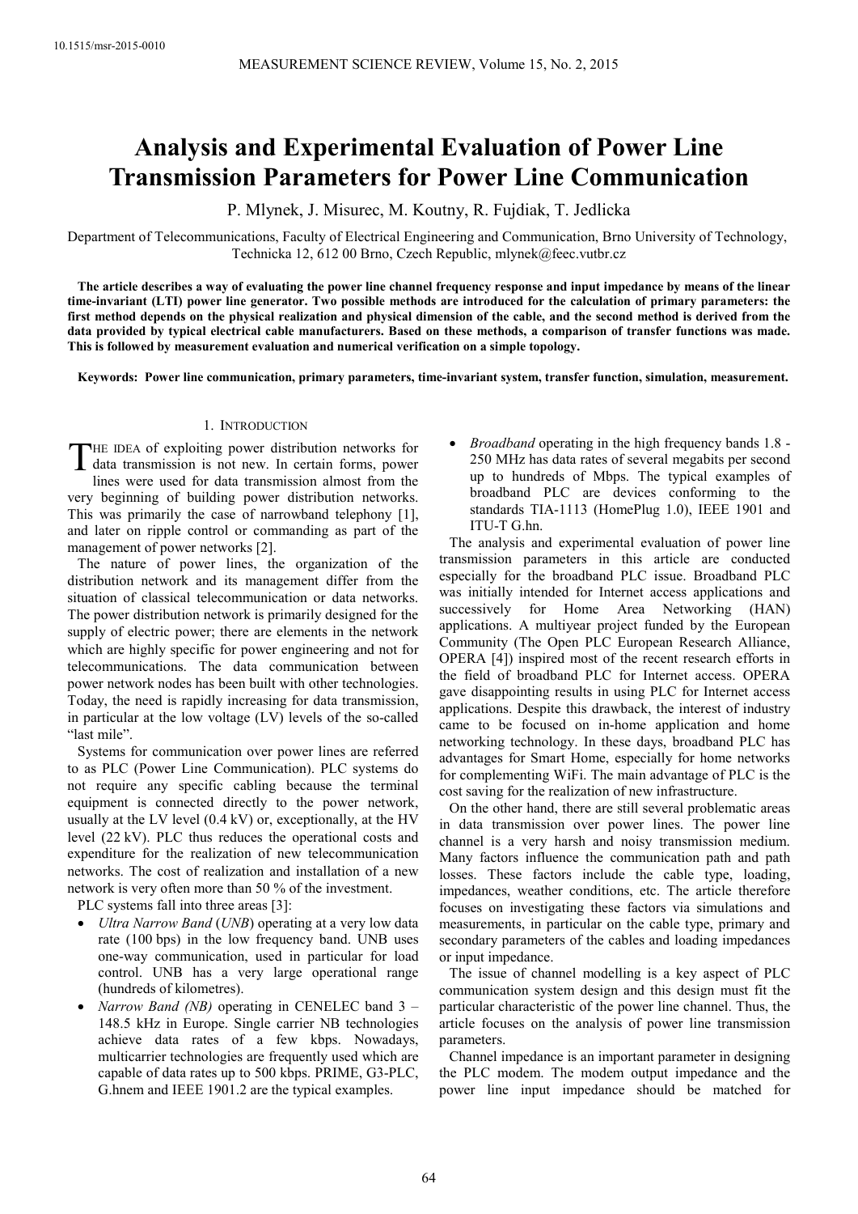# Analysis and Experimental Evaluation of Power Line Transmission Parameters for Power Line Communication

P. Mlynek, J. Misurec, M. Koutny, R. Fujdiak, T. Jedlicka

Department of Telecommunications, Faculty of Electrical Engineering and Communication, Brno University of Technology, Technicka 12, 612 00 Brno, Czech Republic, mlynek@feec.vutbr.cz

**The article describes a way of evaluating the power line channel frequency response and input impedance by means of the linear time-invariant (LTI) power line generator. Two possible methods are introduced for the calculation of primary parameters: the first method depends on the physical realization and physical dimension of the cable, and the second method is derived from the data provided by typical electrical cable manufacturers. Based on these methods, a comparison of transfer functions was made. This is followed by measurement evaluation and numerical verification on a simple topology.**

**Keywords: Power line communication, primary parameters, time-invariant system, transfer function, simulation, measurement.**

## 1. Introduction

The idea of exploiting power distribution networks for data transmission is not new. In certain forms, power lines were used for data transmission almost from the very beginning of building power distribution networks. This was primarily the case of narrowband telephony [1], and later on ripple control or commanding as part of the management of power networks [2].

The nature of power lines, the organization of the distribution network and its management differ from the situation of classical telecommunication or data networks. The power distribution network is primarily designed for the supply of electric power; there are elements in the network which are highly specific for power engineering and not for telecommunications. The data communication between power network nodes has been built with other technologies. Today, the need is rapidly increasing for data transmission, in particular at the low voltage (LV) levels of the so-called "last mile".

Systems for communication over power lines are referred to as PLC (Power Line Communication). PLC systems do not require any specific cabling because the terminal equipment is connected directly to the power network, usually at the LV level (0.4 kV) or, exceptionally, at the HV level (22 kV). PLC thus reduces the operational costs and expenditure for the realization of new telecommunication networks. The cost of realization and installation of a new network is very often more than 50 % of the investment.

PLC systems fall into three areas [3]:

- *Ultra Narrow Band* (*UNB*) operating at a very low data rate (100 bps) in the low frequency band. UNB uses one-way communication, used in particular for load control. UNB has a very large operational range (hundreds of kilometres).
- *Narrow Band (NB)* operating in CENELEC band 3 – 148.5 kHz in Europe. Single carrier NB technologies achieve data rates of a few kbps. Nowadays, multicarrier technologies are frequently used which are capable of data rates up to 500 kbps. PRIME, G3-PLC, G.hnem and IEEE 1901.2 are the typical examples.
- *Broadband* operating in the high frequency bands 1.8 - 250 MHz has data rates of several megabits per second up to hundreds of Mbps. The typical examples of broadband PLC are devices conforming to the standards TIA-1113 (HomePlug 1.0), IEEE 1901 and ITU-T G.hn.

The analysis and experimental evaluation of power line transmission parameters in this article are conducted especially for the broadband PLC issue. Broadband PLC was initially intended for Internet access applications and successively for Home Area Networking (HAN) applications. A multiyear project funded by the European Community (The Open PLC European Research Alliance, OPERA [4]) inspired most of the recent research efforts in the field of broadband PLC for Internet access. OPERA gave disappointing results in using PLC for Internet access applications. Despite this drawback, the interest of industry came to be focused on in-home application and home networking technology. In these days, broadband PLC has advantages for Smart Home, especially for home networks for complementing WiFi. The main advantage of PLC is the cost saving for the realization of new infrastructure.

On the other hand, there are still several problematic areas in data transmission over power lines. The power line channel is a very harsh and noisy transmission medium. Many factors influence the communication path and path losses. These factors include the cable type, loading, impedances, weather conditions, etc. The article therefore focuses on investigating these factors via simulations and measurements, in particular on the cable type, primary and secondary parameters of the cables and loading impedances or input impedance.

The issue of channel modelling is a key aspect of PLC communication system design and this design must fit the particular characteristic of the power line channel. Thus, the article focuses on the analysis of power line transmission parameters.

Channel impedance is an important parameter in designing the PLC modem. The modem output impedance and the power line input impedance should be matched for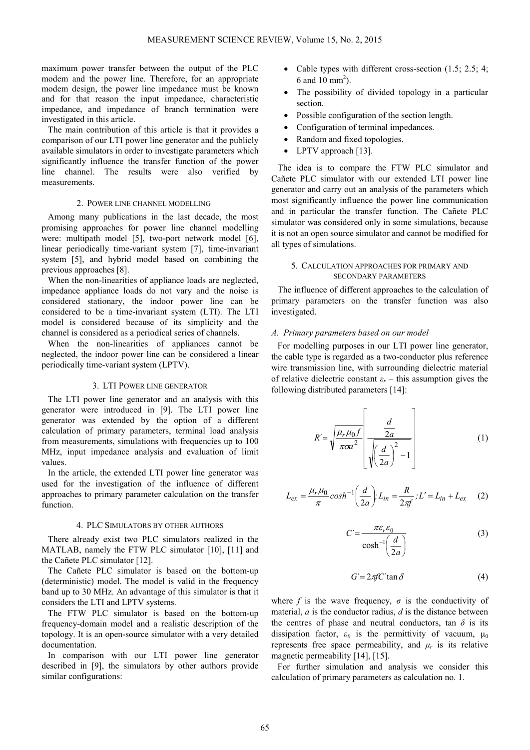maximum power transfer between the output of the PLC modem and the power line. Therefore, for an appropriate modem design, the power line impedance must be known and for that reason the input impedance, characteristic impedance, and impedance of branch termination were investigated in this article.

The main contribution of this article is that it provides a comparison of our LTI power line generator and the publicly available simulators in order to investigate parameters which significantly influence the transfer function of the power line channel. The results were also verified by measurements.

## 2. POWER LINE CHANNEL MODELLING

Among many publications in the last decade, the most promising approaches for power line channel modelling were: multipath model [5], two-port network model [6], linear periodically time-variant system [7], time-invariant system [5], and hybrid model based on combining the previous approaches [8].

When the non-linearities of appliance loads are neglected, impedance appliance loads do not vary and the noise is considered stationary, the indoor power line can be considered to be a time-invariant system (LTI). The LTI model is considered because of its simplicity and the channel is considered as a periodical series of channels.

When the non-linearities of appliances cannot be neglected, the indoor power line can be considered a linear periodically time-variant system (LPTV).

## 3. LTI POWER LINE GENERATOR

The LTI power line generator and an analysis with this generator were introduced in [9]. The LTI power line generator was extended by the option of a different calculation of primary parameters, terminal load analysis from measurements, simulations with frequencies up to 100 MHz, input impedance analysis and evaluation of limit values.

In the article, the extended LTI power line generator was used for the investigation of the influence of different approaches to primary parameter calculation on the transfer function.

## 4. PLC SIMULATORS BY OTHER AUTHORS

There already exist two PLC simulators realized in the MATLAB, namely the FTW PLC simulator [10], [11] and the Cañete PLC simulator [12].

The Cañete PLC simulator is based on the bottom-up (deterministic) model. The model is valid in the frequency band up to 30 MHz. An advantage of this simulator is that it considers the LTI and LPTV systems.

The FTW PLC simulator is based on the bottom-up frequency-domain model and a realistic description of the topology. It is an open-source simulator with a very detailed documentation.

In comparison with our LTI power line generator described in [9], the simulators by other authors provide similar configurations:

- Cable types with different cross-section (1.5; 2.5; 4; 6 and 10 mm$^2$).
- The possibility of divided topology in a particular section.
- Possible configuration of the section length.
- Configuration of terminal impedances.
- Random and fixed topologies.
- LPTV approach [13].

The idea is to compare the FTW PLC simulator and Cañete PLC simulator with our extended LTI power line generator and carry out an analysis of the parameters which most significantly influence the power line communication and in particular the transfer function. The Cañete PLC simulator was considered only in some simulations, because it is not an open source simulator and cannot be modified for all types of simulations.

## 5. CALCULATION APPROACHES FOR PRIMARY AND SECONDARY PARAMETERS

The influence of different approaches to the calculation of primary parameters on the transfer function was also investigated.

### A. Primary parameters based on our model

For modelling purposes in our LTI power line generator, the cable type is regarded as a two-conductor plus reference wire transmission line, with surrounding dielectric material of relative dielectric constant $\varepsilon_r$ – this assumption gives the following distributed parameters [14]:

$$R' = \sqrt{\frac{\mu_r \mu_0 f}{\pi \sigma a^2}} \left[ \frac{\frac{d}{2a}}{\sqrt{\left(\frac{d}{2a}\right)^2 - 1}} \right] \tag{1}$$

$$L_{ex} = \frac{\mu_r \mu_0}{\pi} cosh^{-1}\left(\frac{d}{2a}\right); L_{in} = \frac{R}{2\pi f}; L' = L_{in} + L_{ex} \tag{2}$$

$$C' = \frac{\pi \varepsilon_r \varepsilon_0}{\cosh^{-1}\left(\frac{d}{2a}\right)} \tag{3}$$

$$G' = 2\pi f C' \tan\delta \tag{4}$$

where $f$ is the wave frequency, $\sigma$ is the conductivity of material, $a$ is the conductor radius, $d$ is the distance between the centres of phase and neutral conductors, $\tan\delta$ is its dissipation factor, $\varepsilon_0$ is the permittivity of vacuum, $\mu_0$ represents free space permeability, and $\mu_r$ is its relative magnetic permeability [14], [15].

For further simulation and analysis we consider this calculation of primary parameters as calculation no. 1.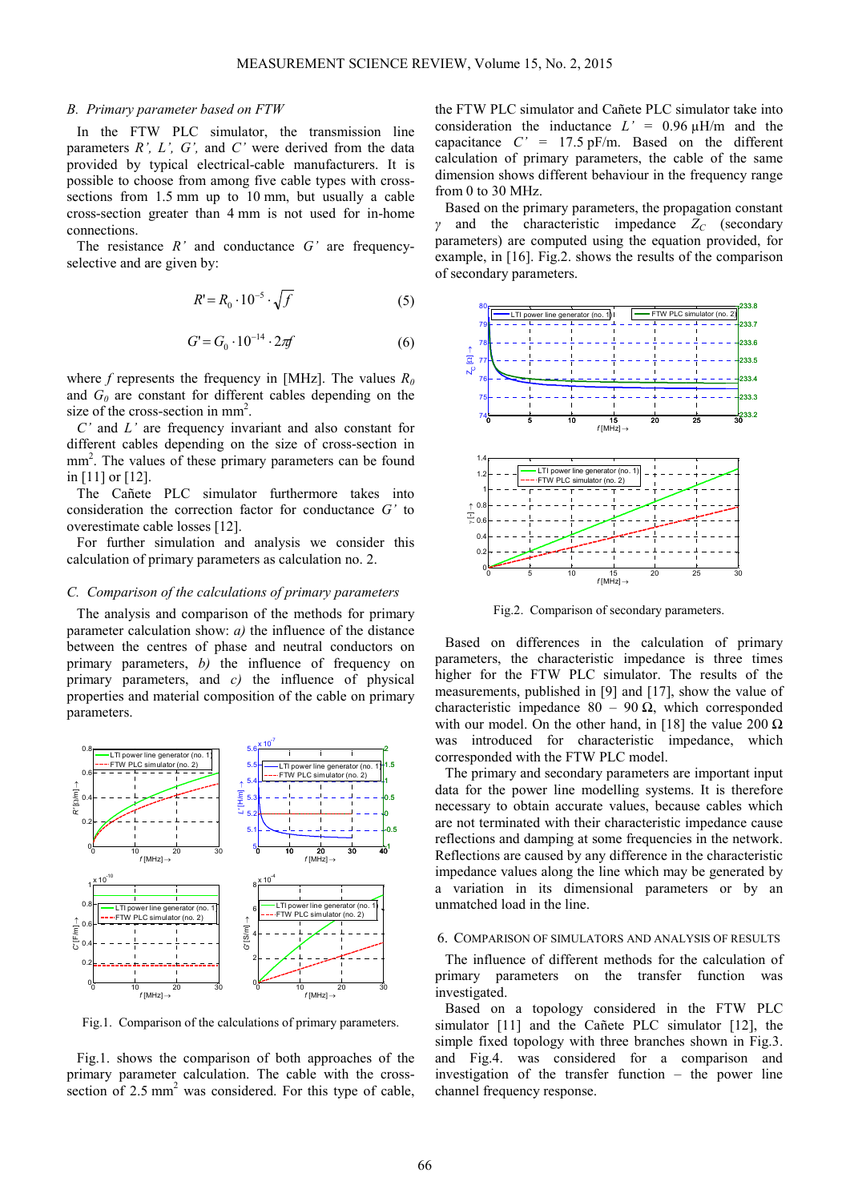### *B. Primary parameter based on FTW*

In the FTW PLC simulator, the transmission line parameters $R'$, $L'$, $G'$, and $C'$ were derived from the data provided by typical electrical-cable manufacturers. It is possible to choose from among five cable types with cross-sections from 1.5 mm up to 10 mm, but usually a cable cross-section greater than 4 mm is not used for in-home connections.

The resistance $R'$ and conductance $G'$ are frequency-selective and are given by:

$$R' = R_0 \cdot 10^{-5} \cdot \sqrt{f} \tag{5}$$

$$G' = G_0 \cdot 10^{-14} \cdot 2\pi f \tag{6}$$

where $f$ represents the frequency in [MHz]. The values $R_0$ and $G_0$ are constant for different cables depending on the size of the cross-section in mm$^2$.

$C'$ and $L'$ are frequency invariant and also constant for different cables depending on the size of cross-section in mm$^2$. The values of these primary parameters can be found in [11] or [12].

The Cañete PLC simulator furthermore takes into consideration the correction factor for conductance $G'$ to overestimate cable losses [12].

For further simulation and analysis we consider this calculation of primary parameters as calculation no. 2.

### *C. Comparison of the calculations of primary parameters*

The analysis and comparison of the methods for primary parameter calculation show: *a)* the influence of the distance between the centres of phase and neutral conductors on primary parameters, *b)* the influence of frequency on primary parameters, and *c)* the influence of physical properties and material composition of the cable on primary parameters.

Fig.1. Comparison of the calculations of primary parameters.

Fig.1. shows the comparison of both approaches of the primary parameter calculation. The cable with the cross-section of 2.5 mm$^2$ was considered. For this type of cable, the FTW PLC simulator and Cañete PLC simulator take into consideration the inductance $L'$ = 0.96 μH/m and the capacitance $C'$ = 17.5 pF/m. Based on the different calculation of primary parameters, the cable of the same dimension shows different behaviour in the frequency range from 0 to 30 MHz.

Based on the primary parameters, the propagation constant $\gamma$ and the characteristic impedance $Z_C$ (secondary parameters) are computed using the equation provided, for example, in [16]. Fig.2. shows the results of the comparison of secondary parameters.

Fig.2. Comparison of secondary parameters.

Based on differences in the calculation of primary parameters, the characteristic impedance is three times higher for the FTW PLC simulator. The results of the measurements, published in [9] and [17], show the value of characteristic impedance 80 – 90 Ω, which corresponded with our model. On the other hand, in [18] the value 200 Ω was introduced for characteristic impedance, which corresponded with the FTW PLC model.

The primary and secondary parameters are important input data for the power line modelling systems. It is therefore necessary to obtain accurate values, because cables which are not terminated with their characteristic impedance cause reflections and damping at some frequencies in the network. Reflections are caused by any difference in the characteristic impedance values along the line which may be generated by a variation in its dimensional parameters or by an unmatched load in the line.

## 6. COMPARISON OF SIMULATORS AND ANALYSIS OF RESULTS

The influence of different methods for the calculation of primary parameters on the transfer function was investigated.

Based on a topology considered in the FTW PLC simulator [11] and the Cañete PLC simulator [12], the simple fixed topology with three branches shown in Fig.3. and Fig.4. was considered for a comparison and investigation of the transfer function – the power line channel frequency response.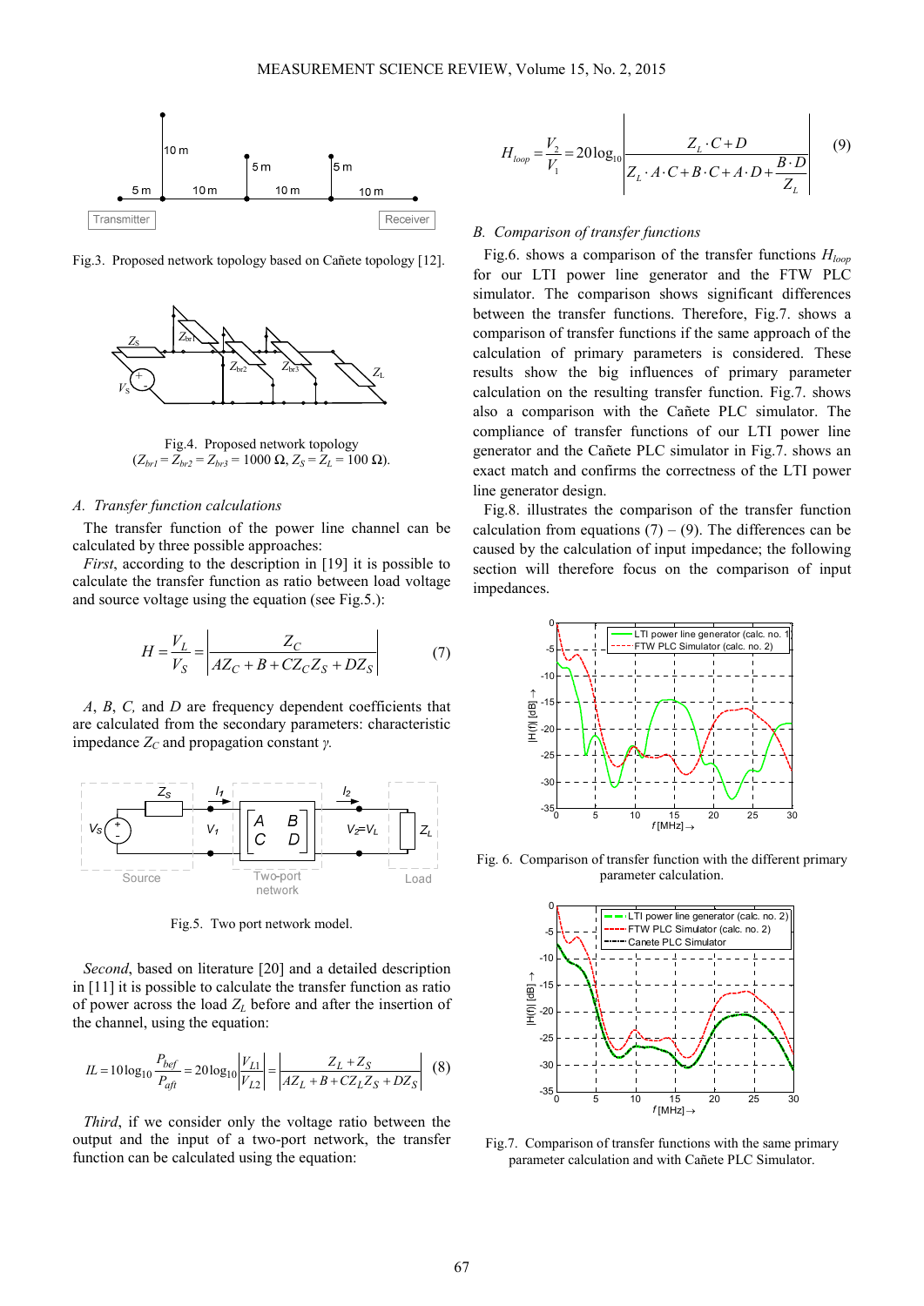Fig.3. Proposed network topology based on Cañete topology [12].

Fig.4. Proposed network topology ($Z_{br1} = Z_{br2} = Z_{br3} = 1000\ \Omega$, $Z_S = Z_L = 100\ \Omega$).

### A. Transfer function calculations

The transfer function of the power line channel can be calculated by three possible approaches:

*First*, according to the description in [19] it is possible to calculate the transfer function as ratio between load voltage and source voltage using the equation (see Fig.5.):

$$H = \frac{V_L}{V_S} = \left| \frac{Z_C}{AZ_C + B + CZ_C Z_S + DZ_S} \right| \tag{7}$$

*A*, *B*, *C,* and *D* are frequency dependent coefficients that are calculated from the secondary parameters: characteristic impedance $Z_C$ and propagation constant $\gamma$.

Fig.5. Two port network model.

*Second*, based on literature [20] and a detailed description in [11] it is possible to calculate the transfer function as ratio of power across the load $Z_L$ before and after the insertion of the channel, using the equation:

$$IL = 10\log_{10}\frac{P_{bef}}{P_{aft}} = 20\log_{10}\left|\frac{V_{L1}}{V_{L2}}\right| = \left|\frac{Z_L + Z_S}{AZ_L + B + CZ_L Z_S + DZ_S}\right| \tag{8}$$

*Third*, if we consider only the voltage ratio between the output and the input of a two-port network, the transfer function can be calculated using the equation:

$$H_{loop} = \frac{V_2}{V_1} = 20\log_{10}\left| \frac{Z_L \cdot C + D}{Z_L \cdot A \cdot C + B \cdot C + A \cdot D + \dfrac{B \cdot D}{Z_L}} \right| \tag{9}$$

### B. Comparison of transfer functions

Fig.6. shows a comparison of the transfer functions $H_{loop}$ for our LTI power line generator and the FTW PLC simulator. The comparison shows significant differences between the transfer functions. Therefore, Fig.7. shows a comparison of transfer functions if the same approach of the calculation of primary parameters is considered. These results show the big influences of primary parameter calculation on the resulting transfer function. Fig.7. shows also a comparison with the Cañete PLC simulator. The compliance of transfer functions of our LTI power line generator and the Cañete PLC simulator in Fig.7. shows an exact match and confirms the correctness of the LTI power line generator design.

Fig.8. illustrates the comparison of the transfer function calculation from equations (7) – (9). The differences can be caused by the calculation of input impedance; the following section will therefore focus on the comparison of input impedances.

Fig. 6. Comparison of transfer function with the different primary parameter calculation.

Fig.7. Comparison of transfer functions with the same primary parameter calculation and with Cañete PLC Simulator.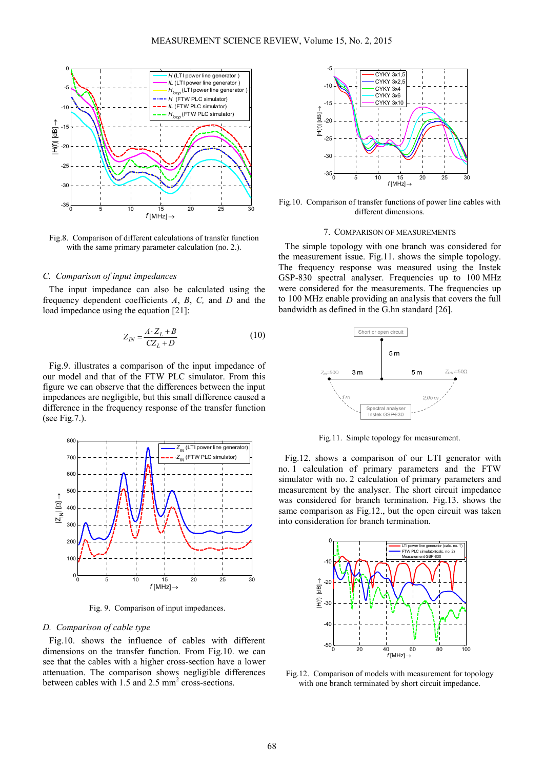Fig.8. Comparison of different calculations of transfer function with the same primary parameter calculation (no. 2.).

### C. *Comparison of input impedances*

The input impedance can also be calculated using the frequency dependent coefficients *A*, *B*, *C,* and *D* and the load impedance using the equation [21]:

$$Z_{IN} = \frac{A \cdot Z_L + B}{CZ_L + D} \tag{10}$$

Fig.9. illustrates a comparison of the input impedance of our model and that of the FTW PLC simulator. From this figure we can observe that the differences between the input impedances are negligible, but this small difference caused a difference in the frequency response of the transfer function (see Fig.7.).

Fig. 9. Comparison of input impedances.

### D. *Comparison of cable type*

Fig.10. shows the influence of cables with different dimensions on the transfer function. From Fig.10. we can see that the cables with a higher cross-section have a lower attenuation. The comparison shows negligible differences between cables with 1.5 and 2.5 mm$^2$ cross-sections.

Fig.10. Comparison of transfer functions of power line cables with different dimensions.

## 7. Comparison of measurements

The simple topology with one branch was considered for the measurement issue. Fig.11. shows the simple topology. The frequency response was measured using the Instek GSP-830 spectral analyser. Frequencies up to 100 MHz were considered for the measurements. The frequencies up to 100 MHz enable providing an analysis that covers the full bandwidth as defined in the G.hn standard [26].

Fig.11. Simple topology for measurement.

Fig.12. shows a comparison of our LTI generator with no. 1 calculation of primary parameters and the FTW simulator with no. 2 calculation of primary parameters and measurement by the analyser. The short circuit impedance was considered for branch termination. Fig.13. shows the same comparison as Fig.12., but the open circuit was taken into consideration for branch termination.

Fig.12. Comparison of models with measurement for topology with one branch terminated by short circuit impedance.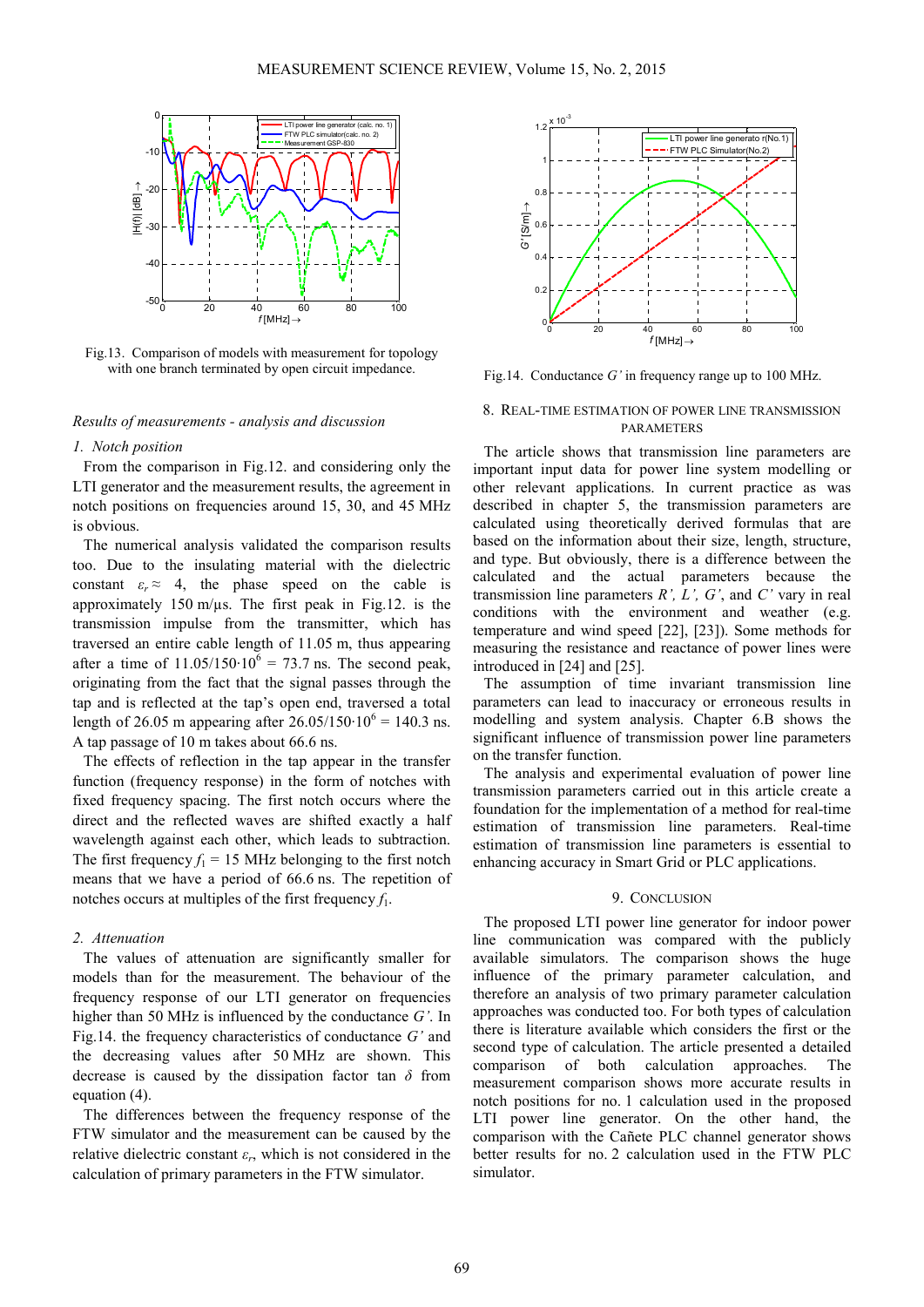Fig.13. Comparison of models with measurement for topology with one branch terminated by open circuit impedance.

Fig.14. Conductance $G'$ in frequency range up to 100 MHz.

*Results of measurements - analysis and discussion*

*1. Notch position*

From the comparison in Fig.12. and considering only the LTI generator and the measurement results, the agreement in notch positions on frequencies around 15, 30, and 45 MHz is obvious.

The numerical analysis validated the comparison results too. Due to the insulating material with the dielectric constant $\varepsilon_r \approx 4$, the phase speed on the cable is approximately 150 m/μs. The first peak in Fig.12. is the transmission impulse from the transmitter, which has traversed an entire cable length of 11.05 m, thus appearing after a time of $11.05/150 \cdot 10^6 = 73.7$ ns. The second peak, originating from the fact that the signal passes through the tap and is reflected at the tap's open end, traversed a total length of 26.05 m appearing after $26.05/150 \cdot 10^6 = 140.3$ ns. A tap passage of 10 m takes about 66.6 ns.

The effects of reflection in the tap appear in the transfer function (frequency response) in the form of notches with fixed frequency spacing. The first notch occurs where the direct and the reflected waves are shifted exactly a half wavelength against each other, which leads to subtraction. The first frequency $f_1 = 15$ MHz belonging to the first notch means that we have a period of 66.6 ns. The repetition of notches occurs at multiples of the first frequency $f_1$.

*2. Attenuation*

The values of attenuation are significantly smaller for models than for the measurement. The behaviour of the frequency response of our LTI generator on frequencies higher than 50 MHz is influenced by the conductance $G'$. In Fig.14. the frequency characteristics of conductance $G'$ and the decreasing values after 50 MHz are shown. This decrease is caused by the dissipation factor tan $\delta$ from equation (4).

The differences between the frequency response of the FTW simulator and the measurement can be caused by the relative dielectric constant $\varepsilon_r$, which is not considered in the calculation of primary parameters in the FTW simulator.

## 8. Real-time estimation of power line transmission parameters

The article shows that transmission line parameters are important input data for power line system modelling or other relevant applications. In current practice as was described in chapter 5, the transmission parameters are calculated using theoretically derived formulas that are based on the information about their size, length, structure, and type. But obviously, there is a difference between the calculated and the actual parameters because the transmission line parameters $R'$, $L'$, $G'$, and $C'$ vary in real conditions with the environment and weather (e.g. temperature and wind speed [22], [23]). Some methods for measuring the resistance and reactance of power lines were introduced in [24] and [25].

The assumption of time invariant transmission line parameters can lead to inaccuracy or erroneous results in modelling and system analysis. Chapter 6.B shows the significant influence of transmission power line parameters on the transfer function.

The analysis and experimental evaluation of power line transmission parameters carried out in this article create a foundation for the implementation of a method for real-time estimation of transmission line parameters. Real-time estimation of transmission line parameters is essential to enhancing accuracy in Smart Grid or PLC applications.

## 9. Conclusion

The proposed LTI power line generator for indoor power line communication was compared with the publicly available simulators. The comparison shows the huge influence of the primary parameter calculation, and therefore an analysis of two primary parameter calculation approaches was conducted too. For both types of calculation there is literature available which considers the first or the second type of calculation. The article presented a detailed comparison of both calculation approaches. The measurement comparison shows more accurate results in notch positions for no. 1 calculation used in the proposed LTI power line generator. On the other hand, the comparison with the Cañete PLC channel generator shows better results for no. 2 calculation used in the FTW PLC simulator.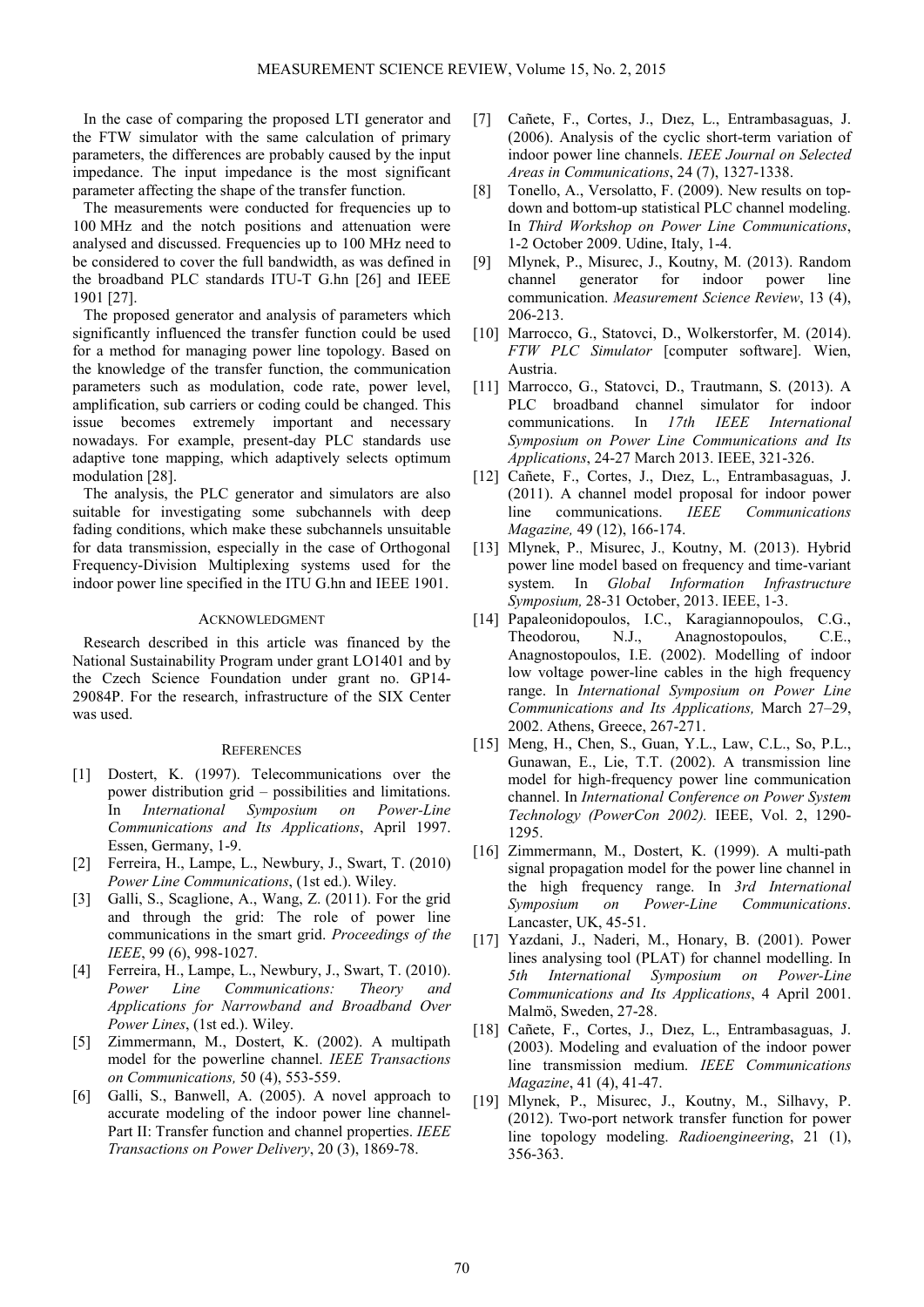In the case of comparing the proposed LTI generator and the FTW simulator with the same calculation of primary parameters, the differences are probably caused by the input impedance. The input impedance is the most significant parameter affecting the shape of the transfer function.

The measurements were conducted for frequencies up to 100 MHz and the notch positions and attenuation were analysed and discussed. Frequencies up to 100 MHz need to be considered to cover the full bandwidth, as was defined in the broadband PLC standards ITU-T G.hn [26] and IEEE 1901 [27].

The proposed generator and analysis of parameters which significantly influenced the transfer function could be used for a method for managing power line topology. Based on the knowledge of the transfer function, the communication parameters such as modulation, code rate, power level, amplification, sub carriers or coding could be changed. This issue becomes extremely important and necessary nowadays. For example, present-day PLC standards use adaptive tone mapping, which adaptively selects optimum modulation [28].

The analysis, the PLC generator and simulators are also suitable for investigating some subchannels with deep fading conditions, which make these subchannels unsuitable for data transmission, especially in the case of Orthogonal Frequency-Division Multiplexing systems used for the indoor power line specified in the ITU G.hn and IEEE 1901.

## ACKNOWLEDGMENT

Research described in this article was financed by the National Sustainability Program under grant LO1401 and by the Czech Science Foundation under grant no. GP14-29084P. For the research, infrastructure of the SIX Center was used.

## REFERENCES

[1] Dostert, K. (1997). Telecommunications over the power distribution grid – possibilities and limitations. In *International Symposium on Power-Line Communications and Its Applications*, April 1997. Essen, Germany, 1-9.

[2] Ferreira, H., Lampe, L., Newbury, J., Swart, T. (2010) *Power Line Communications*, (1st ed.). Wiley.

[3] Galli, S., Scaglione, A., Wang, Z. (2011). For the grid and through the grid: The role of power line communications in the smart grid. *Proceedings of the IEEE*, 99 (6), 998-1027.

[4] Ferreira, H., Lampe, L., Newbury, J., Swart, T. (2010). *Power Line Communications: Theory and Applications for Narrowband and Broadband Over Power Lines*, (1st ed.). Wiley.

[5] Zimmermann, M., Dostert, K. (2002). A multipath model for the powerline channel. *IEEE Transactions on Communications,* 50 (4), 553-559.

[6] Galli, S., Banwell, A. (2005). A novel approach to accurate modeling of the indoor power line channel-Part II: Transfer function and channel properties. *IEEE Transactions on Power Delivery*, 20 (3), 1869-78.

[7] Cañete, F., Cortes, J., Dıez, L., Entrambasaguas, J. (2006). Analysis of the cyclic short-term variation of indoor power line channels. *IEEE Journal on Selected Areas in Communications*, 24 (7), 1327-1338.

[8] Tonello, A., Versolatto, F. (2009). New results on top-down and bottom-up statistical PLC channel modeling. In *Third Workshop on Power Line Communications*, 1-2 October 2009. Udine, Italy, 1-4.

[9] Mlynek, P., Misurec, J., Koutny, M. (2013). Random channel generator for indoor power line communication. *Measurement Science Review*, 13 (4), 206-213.

[10] Marrocco, G., Statovci, D., Wolkerstorfer, M. (2014). *FTW PLC Simulator* [computer software]. Wien, Austria.

[11] Marrocco, G., Statovci, D., Trautmann, S. (2013). A PLC broadband channel simulator for indoor communications. In *17th IEEE International Symposium on Power Line Communications and Its Applications*, 24-27 March 2013. IEEE, 321-326.

[12] Cañete, F., Cortes, J., Dıez, L., Entrambasaguas, J. (2011). A channel model proposal for indoor power line communications. *IEEE Communications Magazine,* 49 (12), 166-174.

[13] Mlynek, P., Misurec, J., Koutny, M. (2013). Hybrid power line model based on frequency and time-variant system. In *Global Information Infrastructure Symposium,* 28-31 October, 2013. IEEE, 1-3.

[14] Papaleonidopoulos, I.C., Karagiannopoulos, C.G., Theodorou, N.J., Anagnostopoulos, C.E., Anagnostopoulos, I.E. (2002). Modelling of indoor low voltage power-line cables in the high frequency range. In *International Symposium on Power Line Communications and Its Applications,* March 27–29, 2002. Athens, Greece, 267-271.

[15] Meng, H., Chen, S., Guan, Y.L., Law, C.L., So, P.L., Gunawan, E., Lie, T.T. (2002). A transmission line model for high-frequency power line communication channel. In *International Conference on Power System Technology (PowerCon 2002).* IEEE, Vol. 2, 1290-1295.

[16] Zimmermann, M., Dostert, K. (1999). A multi-path signal propagation model for the power line channel in the high frequency range. In *3rd International Symposium on Power-Line Communications*. Lancaster, UK, 45-51.

[17] Yazdani, J., Naderi, M., Honary, B. (2001). Power lines analysing tool (PLAT) for channel modelling. In *5th International Symposium on Power-Line Communications and Its Applications*, 4 April 2001. Malmö, Sweden, 27-28.

[18] Cañete, F., Cortes, J., Dıez, L., Entrambasaguas, J. (2003). Modeling and evaluation of the indoor power line transmission medium. *IEEE Communications Magazine*, 41 (4), 41-47.

[19] Mlynek, P., Misurec, J., Koutny, M., Silhavy, P. (2012). Two-port network transfer function for power line topology modeling. *Radioengineering*, 21 (1), 356-363.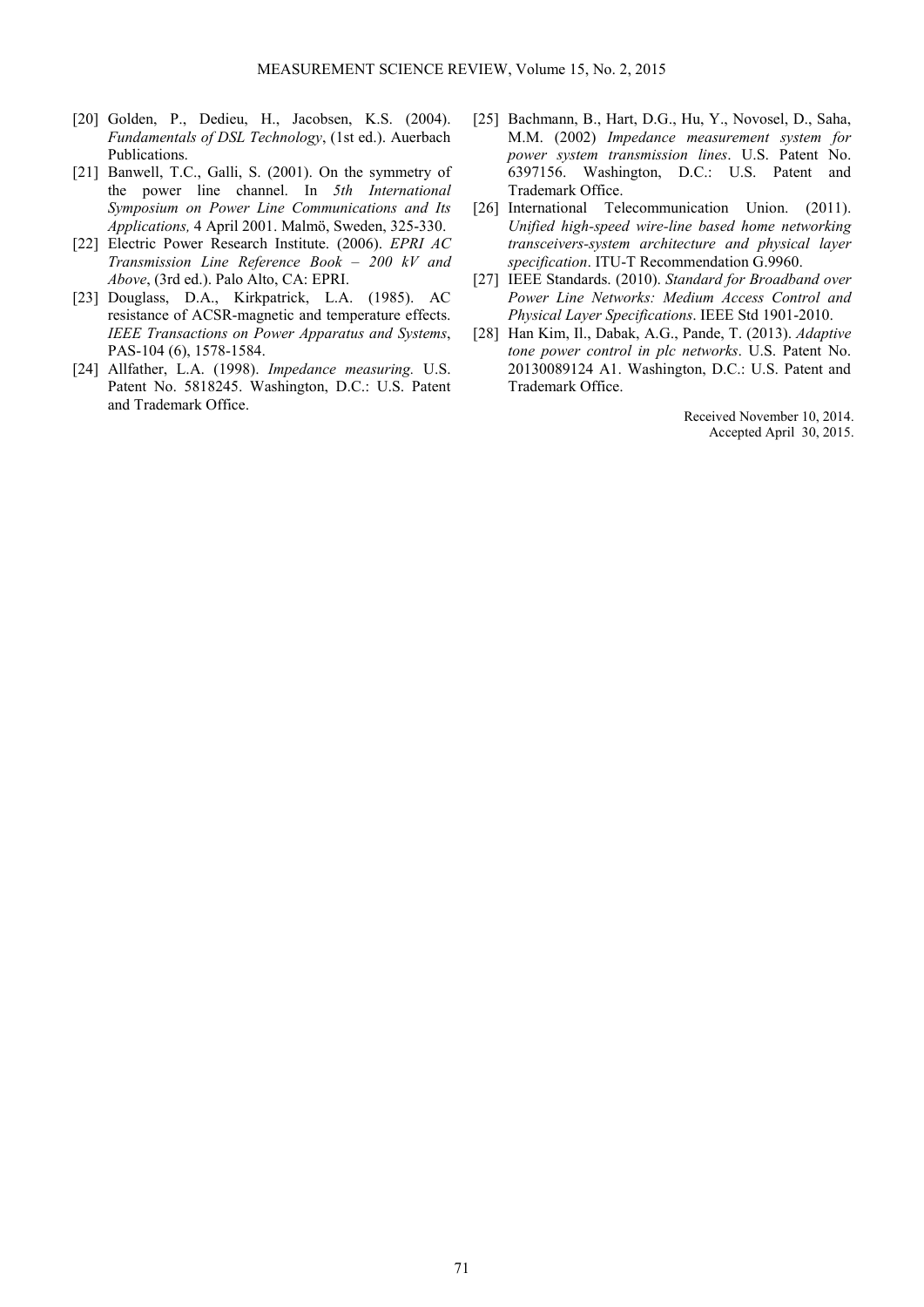[20] Golden, P., Dedieu, H., Jacobsen, K.S. (2004). *Fundamentals of DSL Technology*, (1st ed.). Auerbach Publications.

[21] Banwell, T.C., Galli, S. (2001). On the symmetry of the power line channel. In *5th International Symposium on Power Line Communications and Its Applications,* 4 April 2001. Malmö, Sweden, 325-330.

[22] Electric Power Research Institute. (2006). *EPRI AC Transmission Line Reference Book – 200 kV and Above*, (3rd ed.). Palo Alto, CA: EPRI.

[23] Douglass, D.A., Kirkpatrick, L.A. (1985). AC resistance of ACSR-magnetic and temperature effects. *IEEE Transactions on Power Apparatus and Systems*, PAS-104 (6), 1578-1584.

[24] Allfather, L.A. (1998). *Impedance measuring.* U.S. Patent No. 5818245. Washington, D.C.: U.S. Patent and Trademark Office.

[25] Bachmann, B., Hart, D.G., Hu, Y., Novosel, D., Saha, M.M. (2002) *Impedance measurement system for power system transmission lines*. U.S. Patent No. 6397156. Washington, D.C.: U.S. Patent and Trademark Office.

[26] International Telecommunication Union. (2011). *Unified high-speed wire-line based home networking transceivers-system architecture and physical layer specification*. ITU-T Recommendation G.9960.

[27] IEEE Standards. (2010). *Standard for Broadband over Power Line Networks: Medium Access Control and Physical Layer Specifications*. IEEE Std 1901-2010.

[28] Han Kim, Il., Dabak, A.G., Pande, T. (2013). *Adaptive tone power control in plc networks*. U.S. Patent No. 20130089124 A1. Washington, D.C.: U.S. Patent and Trademark Office.

Received November 10, 2014.
Accepted April 30, 2015.